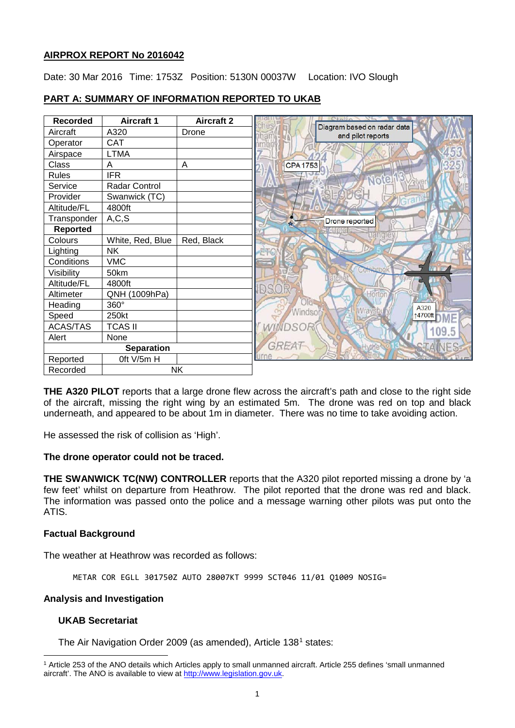## AIRPROX REPORT No 2016042

Date: 30 Mar 2016 Time: 1753Z Position: 5130N 00037W Location: IVO Slough

## PART A: SUMMARY OF INFORMATION REPORTED TO UKAB

| Recorded | Aircraft 1 | Aircraft 2 |
|---|---|---|
| Aircraft | A320 | Drone |
| Operator | CAT | |
| Airspace | LTMA | |
| Class | A | A |
| Rules | IFR | |
| Service | Radar Control | |
| Provider | Swanwick (TC) | |
| Altitude/FL | 4800ft | |
| Transponder | A,C,S | |
| **Reported** | | |
| Colours | White, Red, Blue | Red, Black |
| Lighting | NK | |
| Conditions | VMC | |
| Visibility | 50km | |
| Altitude/FL | 4800ft | |
| Altimeter | QNH (1009hPa) | |
| Heading | 360° | |
| Speed | 250kt | |
| ACAS/TAS | TCAS II | |
| Alert | None | |
| **Separation** | | |
| Reported | 0ft V/5m H | |
| Recorded | NK | |

Diagram based on radar data and pilot reports

CPA 1753

Drone reported

A320 ↑4700ft

**THE A320 PILOT** reports that a large drone flew across the aircraft's path and close to the right side of the aircraft, missing the right wing by an estimated 5m. The drone was red on top and black underneath, and appeared to be about 1m in diameter. There was no time to take avoiding action.

He assessed the risk of collision as 'High'.

**The drone operator could not be traced.**

**THE SWANWICK TC(NW) CONTROLLER** reports that the A320 pilot reported missing a drone by 'a few feet' whilst on departure from Heathrow. The pilot reported that the drone was red and black. The information was passed onto the police and a message warning other pilots was put onto the ATIS.

### Factual Background

The weather at Heathrow was recorded as follows:

```
METAR COR EGLL 301750Z AUTO 28007KT 9999 SCT046 11/01 Q1009 NOSIG=
```

### Analysis and Investigation

#### UKAB Secretariat

The Air Navigation Order 2009 (as amended), Article 138[1] states:

[1] Article 253 of the ANO details which Articles apply to small unmanned aircraft. Article 255 defines 'small unmanned aircraft'. The ANO is available to view at http://www.legislation.gov.uk.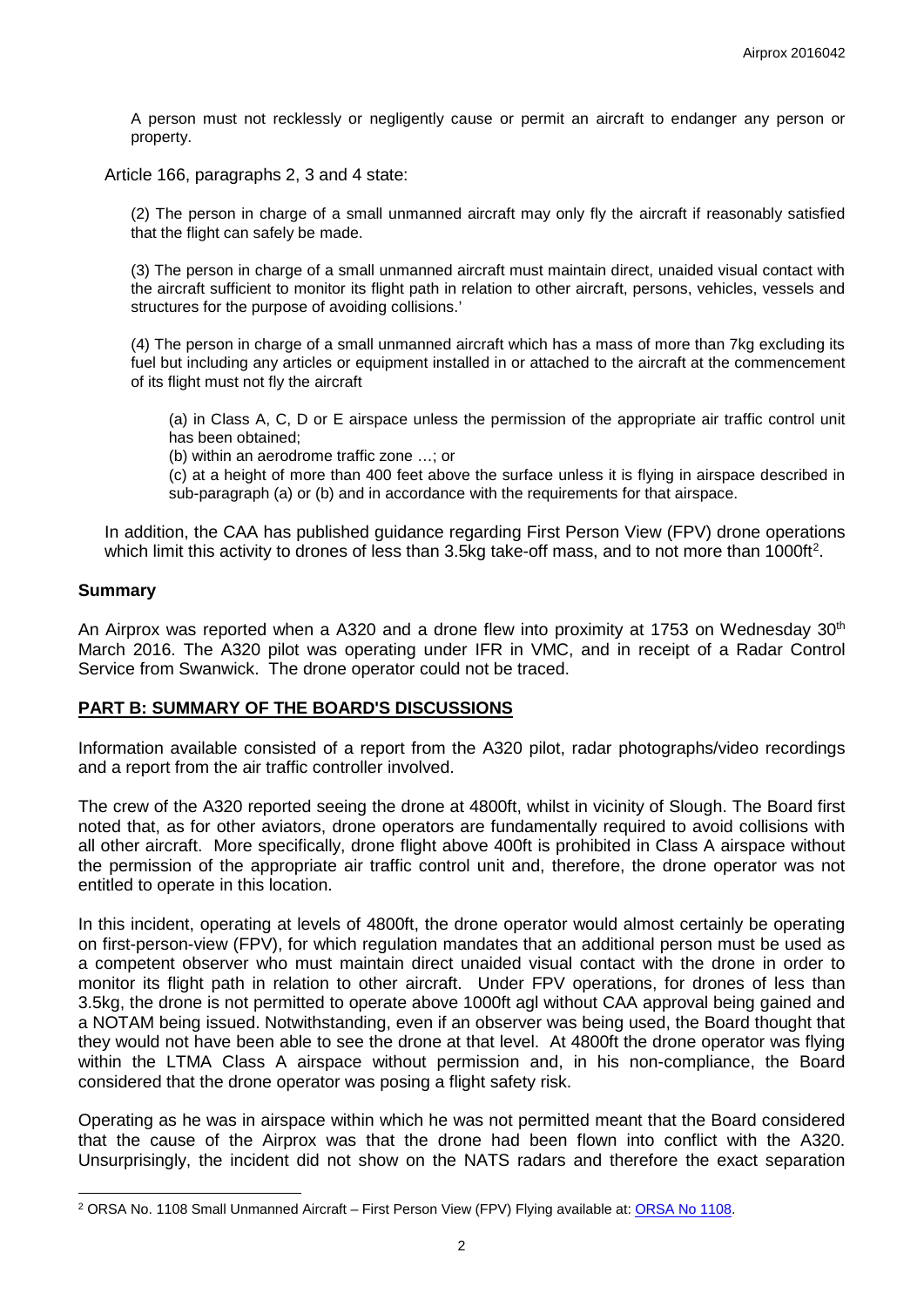A person must not recklessly or negligently cause or permit an aircraft to endanger any person or property.

Article 166, paragraphs 2, 3 and 4 state:

(2) The person in charge of a small unmanned aircraft may only fly the aircraft if reasonably satisfied that the flight can safely be made.

(3) The person in charge of a small unmanned aircraft must maintain direct, unaided visual contact with the aircraft sufficient to monitor its flight path in relation to other aircraft, persons, vehicles, vessels and structures for the purpose of avoiding collisions.'

(4) The person in charge of a small unmanned aircraft which has a mass of more than 7kg excluding its fuel but including any articles or equipment installed in or attached to the aircraft at the commencement of its flight must not fly the aircraft

(a) in Class A, C, D or E airspace unless the permission of the appropriate air traffic control unit has been obtained;

(b) within an aerodrome traffic zone …; or

(c) at a height of more than 400 feet above the surface unless it is flying in airspace described in sub-paragraph (a) or (b) and in accordance with the requirements for that airspace.

In addition, the CAA has published guidance regarding First Person View (FPV) drone operations which limit this activity to drones of less than 3.5kg take-off mass, and to not more than 1000ft[2].

## Summary

An Airprox was reported when a A320 and a drone flew into proximity at 1753 on Wednesday 30th March 2016. The A320 pilot was operating under IFR in VMC, and in receipt of a Radar Control Service from Swanwick. The drone operator could not be traced.

## PART B: SUMMARY OF THE BOARD'S DISCUSSIONS

Information available consisted of a report from the A320 pilot, radar photographs/video recordings and a report from the air traffic controller involved.

The crew of the A320 reported seeing the drone at 4800ft, whilst in vicinity of Slough. The Board first noted that, as for other aviators, drone operators are fundamentally required to avoid collisions with all other aircraft. More specifically, drone flight above 400ft is prohibited in Class A airspace without the permission of the appropriate air traffic control unit and, therefore, the drone operator was not entitled to operate in this location.

In this incident, operating at levels of 4800ft, the drone operator would almost certainly be operating on first-person-view (FPV), for which regulation mandates that an additional person must be used as a competent observer who must maintain direct unaided visual contact with the drone in order to monitor its flight path in relation to other aircraft. Under FPV operations, for drones of less than 3.5kg, the drone is not permitted to operate above 1000ft agl without CAA approval being gained and a NOTAM being issued. Notwithstanding, even if an observer was being used, the Board thought that they would not have been able to see the drone at that level. At 4800ft the drone operator was flying within the LTMA Class A airspace without permission and, in his non-compliance, the Board considered that the drone operator was posing a flight safety risk.

Operating as he was in airspace within which he was not permitted meant that the Board considered that the cause of the Airprox was that the drone had been flown into conflict with the A320. Unsurprisingly, the incident did not show on the NATS radars and therefore the exact separation

[2] ORSA No. 1108 Small Unmanned Aircraft – First Person View (FPV) Flying available at: ORSA No 1108.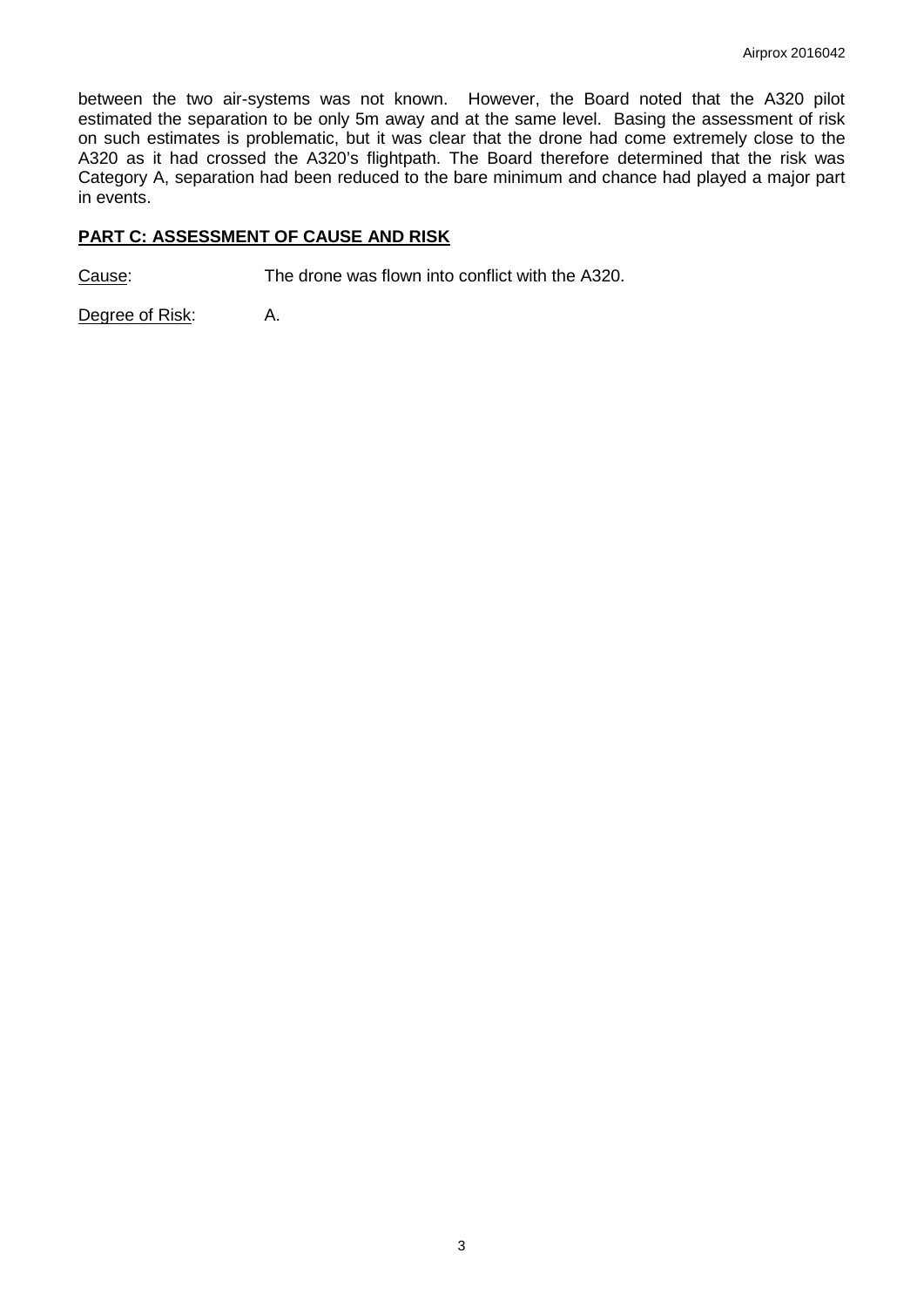between the two air-systems was not known. However, the Board noted that the A320 pilot estimated the separation to be only 5m away and at the same level. Basing the assessment of risk on such estimates is problematic, but it was clear that the drone had come extremely close to the A320 as it had crossed the A320's flightpath. The Board therefore determined that the risk was Category A, separation had been reduced to the bare minimum and chance had played a major part in events.

## PART C: ASSESSMENT OF CAUSE AND RISK

Cause: The drone was flown into conflict with the A320.

Degree of Risk: A.